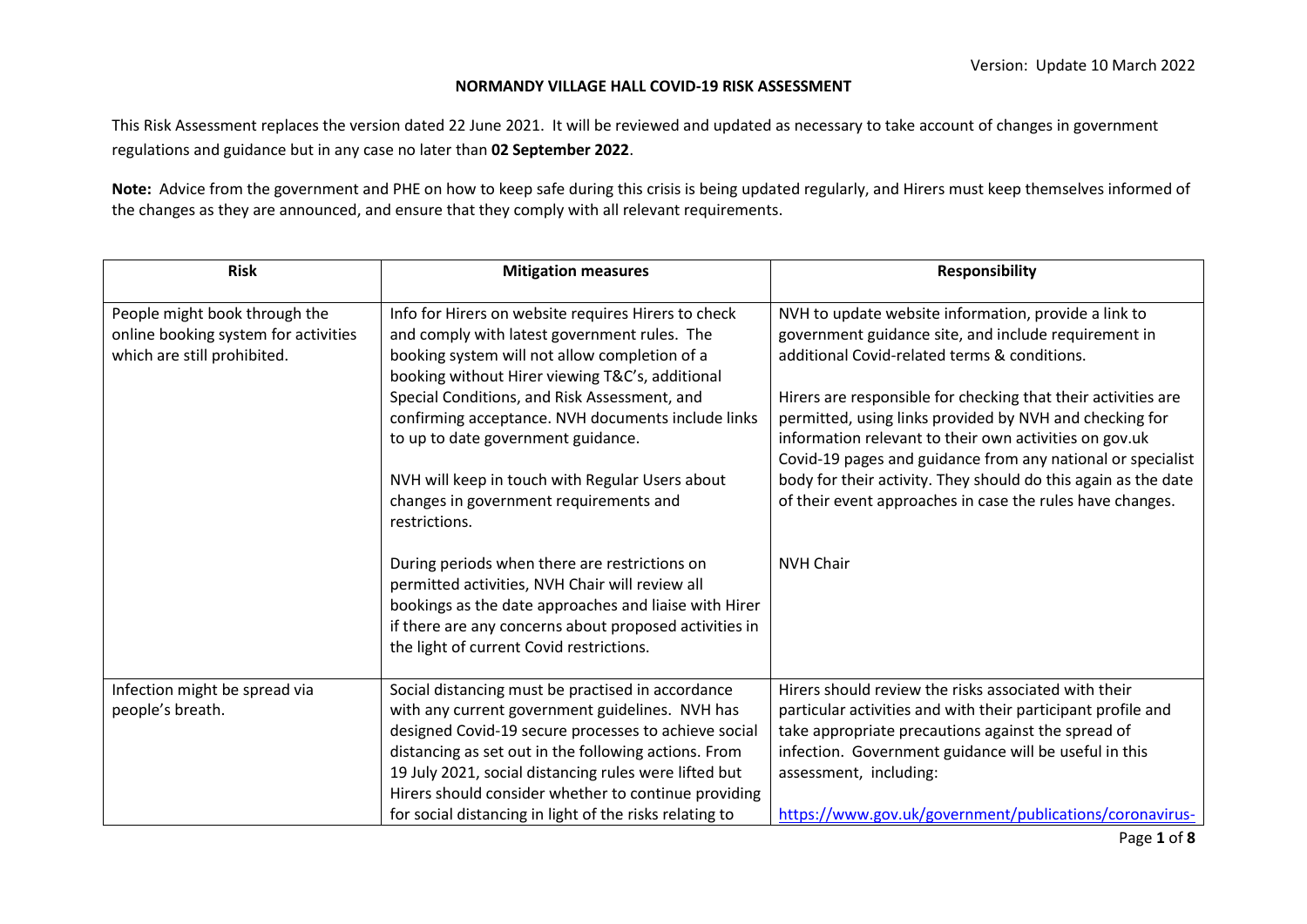Version: Update 10 March 2022

# NORMANDY VILLAGE HALL COVID-19 RISK ASSESSMENT

This Risk Assessment replaces the version dated 22 June 2021. It will be reviewed and updated as necessary to take account of changes in government regulations and guidance but in any case no later than **02 September 2022**.

**Note:** Advice from the government and PHE on how to keep safe during this crisis is being updated regularly, and Hirers must keep themselves informed of the changes as they are announced, and ensure that they comply with all relevant requirements.

| Risk | Mitigation measures | Responsibility |
|---|---|---|
| People might book through the online booking system for activities which are still prohibited. | Info for Hirers on website requires Hirers to check and comply with latest government rules. The booking system will not allow completion of a booking without Hirer viewing T&C's, additional Special Conditions, and Risk Assessment, and confirming acceptance. NVH documents include links to up to date government guidance.<br><br>NVH will keep in touch with Regular Users about changes in government requirements and restrictions.<br><br>During periods when there are restrictions on permitted activities, NVH Chair will review all bookings as the date approaches and liaise with Hirer if there are any concerns about proposed activities in the light of current Covid restrictions. | NVH to update website information, provide a link to government guidance site, and include requirement in additional Covid-related terms & conditions.<br><br>Hirers are responsible for checking that their activities are permitted, using links provided by NVH and checking for information relevant to their own activities on gov.uk Covid-19 pages and guidance from any national or specialist body for their activity. They should do this again as the date of their event approaches in case the rules have changes.<br><br>NVH Chair |
| Infection might be spread via people's breath. | Social distancing must be practised in accordance with any current government guidelines. NVH has designed Covid-19 secure processes to achieve social distancing as set out in the following actions. From 19 July 2021, social distancing rules were lifted but Hirers should consider whether to continue providing for social distancing in light of the risks relating to | Hirers should review the risks associated with their particular activities and with their participant profile and take appropriate precautions against the spread of infection. Government guidance will be useful in this assessment, including:<br><br>https://www.gov.uk/government/publications/coronavirus- |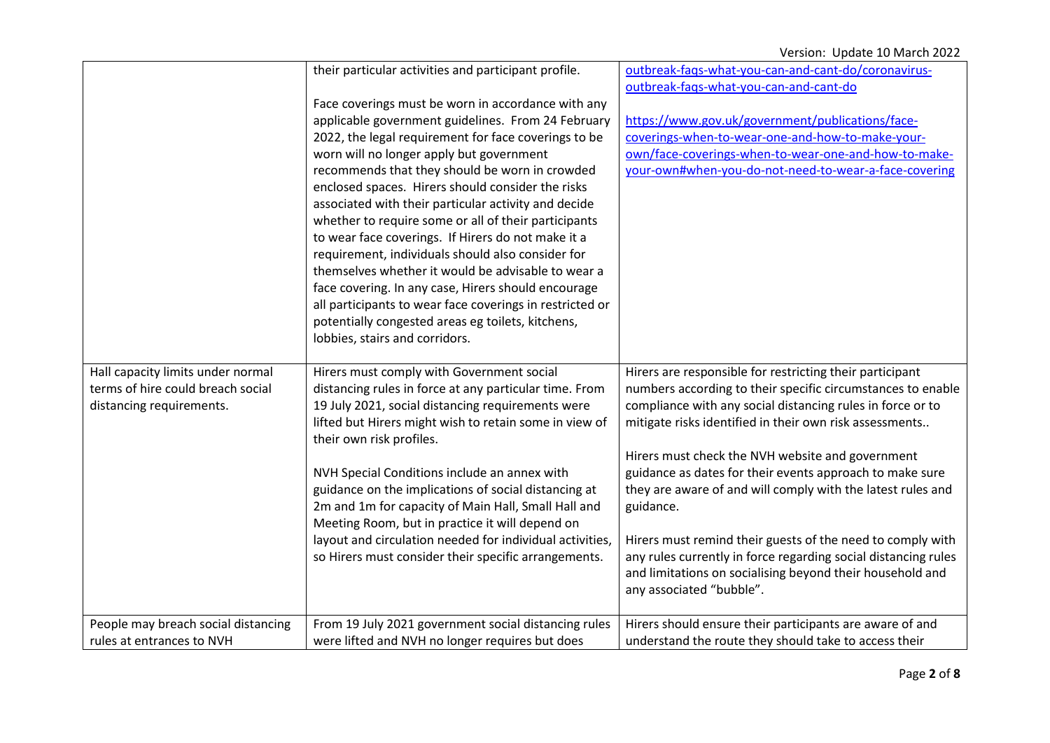| | | |
|---|---|---|
| | their particular activities and participant profile.<br><br>Face coverings must be worn in accordance with any applicable government guidelines. From 24 February 2022, the legal requirement for face coverings to be worn will no longer apply but government recommends that they should be worn in crowded enclosed spaces. Hirers should consider the risks associated with their particular activity and decide whether to require some or all of their participants to wear face coverings. If Hirers do not make it a requirement, individuals should also consider for themselves whether it would be advisable to wear a face covering. In any case, Hirers should encourage all participants to wear face coverings in restricted or potentially congested areas eg toilets, kitchens, lobbies, stairs and corridors. | outbreak-faqs-what-you-can-and-cant-do/coronavirus-outbreak-faqs-what-you-can-and-cant-do<br><br>https://www.gov.uk/government/publications/face-coverings-when-to-wear-one-and-how-to-make-your-own/face-coverings-when-to-wear-one-and-how-to-make-your-own#when-you-do-not-need-to-wear-a-face-covering |
| Hall capacity limits under normal terms of hire could breach social distancing requirements. | Hirers must comply with Government social distancing rules in force at any particular time. From 19 July 2021, social distancing requirements were lifted but Hirers might wish to retain some in view of their own risk profiles.<br><br>NVH Special Conditions include an annex with guidance on the implications of social distancing at 2m and 1m for capacity of Main Hall, Small Hall and Meeting Room, but in practice it will depend on layout and circulation needed for individual activities, so Hirers must consider their specific arrangements. | Hirers are responsible for restricting their participant numbers according to their specific circumstances to enable compliance with any social distancing rules in force or to mitigate risks identified in their own risk assessments..<br><br>Hirers must check the NVH website and government guidance as dates for their events approach to make sure they are aware of and will comply with the latest rules and guidance.<br><br>Hirers must remind their guests of the need to comply with any rules currently in force regarding social distancing rules and limitations on socialising beyond their household and any associated "bubble". |
| People may breach social distancing rules at entrances to NVH | From 19 July 2021 government social distancing rules were lifted and NVH no longer requires but does | Hirers should ensure their participants are aware of and understand the route they should take to access their |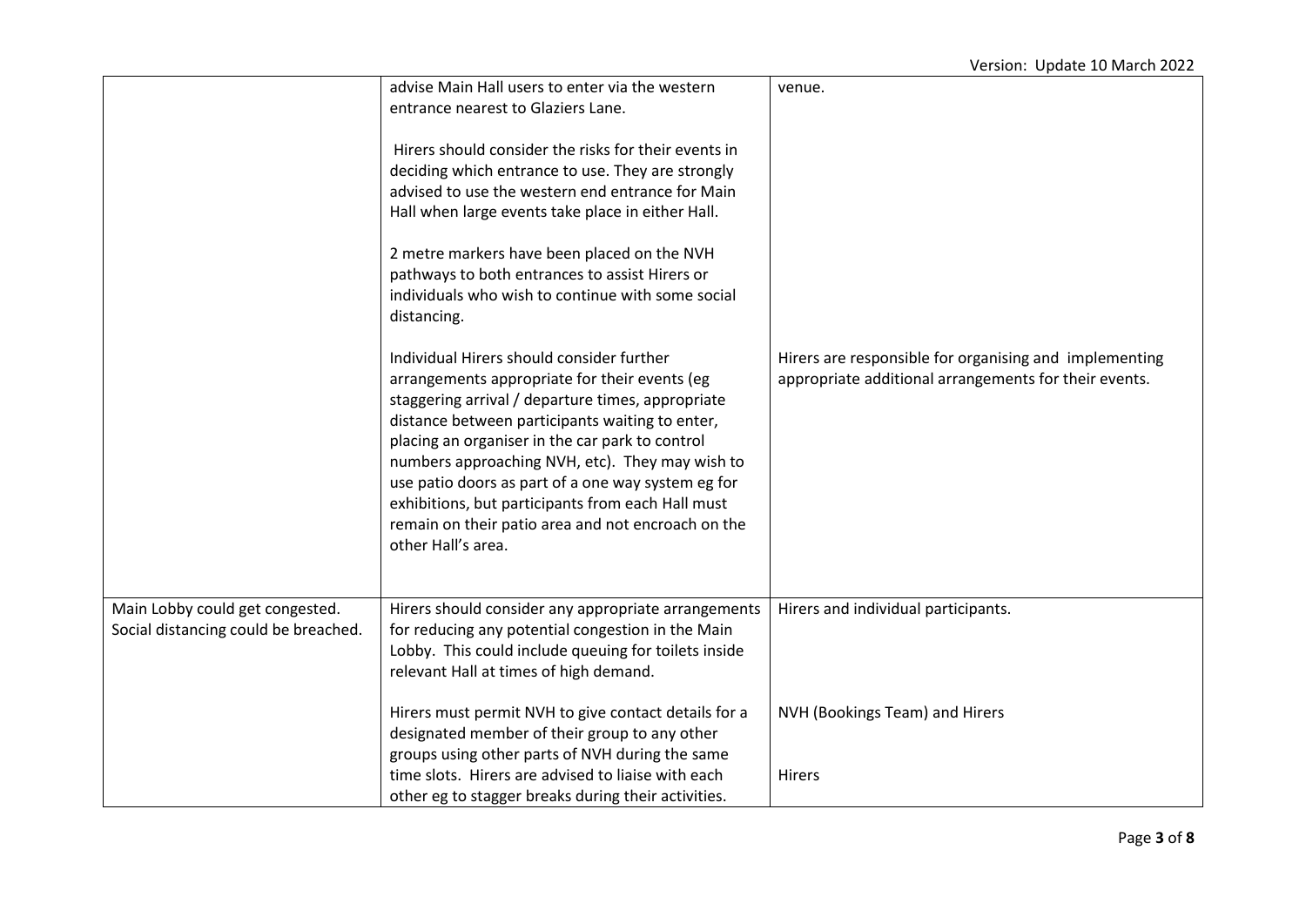| | | |
|---|---|---|
| | advise Main Hall users to enter via the western entrance nearest to Glaziers Lane.<br><br>Hirers should consider the risks for their events in deciding which entrance to use. They are strongly advised to use the western end entrance for Main Hall when large events take place in either Hall.<br><br>2 metre markers have been placed on the NVH pathways to both entrances to assist Hirers or individuals who wish to continue with some social distancing.<br><br>Individual Hirers should consider further arrangements appropriate for their events (eg staggering arrival / departure times, appropriate distance between participants waiting to enter, placing an organiser in the car park to control numbers approaching NVH, etc). They may wish to use patio doors as part of a one way system eg for exhibitions, but participants from each Hall must remain on their patio area and not encroach on the other Hall's area. | venue.<br><br><br><br><br><br><br><br><br><br>Hirers are responsible for organising and implementing appropriate additional arrangements for their events. |
| Main Lobby could get congested. Social distancing could be breached. | Hirers should consider any appropriate arrangements for reducing any potential congestion in the Main Lobby. This could include queuing for toilets inside relevant Hall at times of high demand.<br><br>Hirers must permit NVH to give contact details for a designated member of their group to any other groups using other parts of NVH during the same time slots. Hirers are advised to liaise with each other eg to stagger breaks during their activities. | Hirers and individual participants.<br><br><br><br>NVH (Bookings Team) and Hirers<br><br>Hirers |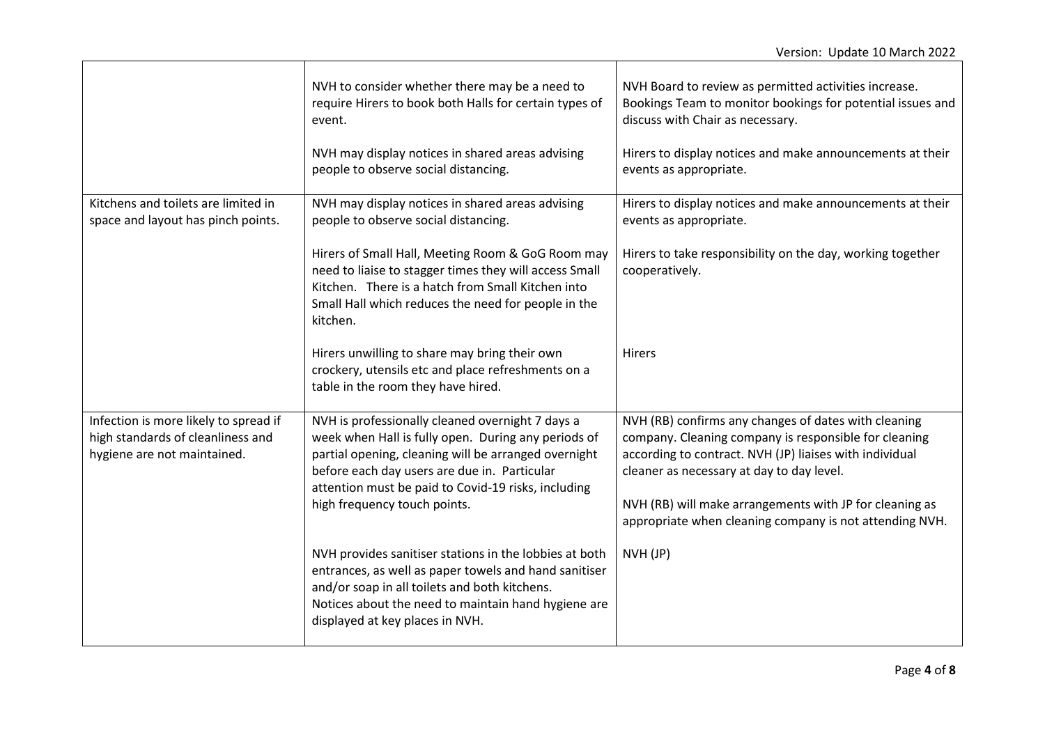| | | |
|---|---|---|
| | NVH to consider whether there may be a need to require Hirers to book both Halls for certain types of event.<br><br>NVH may display notices in shared areas advising people to observe social distancing. | NVH Board to review as permitted activities increase. Bookings Team to monitor bookings for potential issues and discuss with Chair as necessary.<br><br>Hirers to display notices and make announcements at their events as appropriate. |
| Kitchens and toilets are limited in space and layout has pinch points. | NVH may display notices in shared areas advising people to observe social distancing.<br><br>Hirers of Small Hall, Meeting Room & GoG Room may need to liaise to stagger times they will access Small Kitchen. There is a hatch from Small Kitchen into Small Hall which reduces the need for people in the kitchen.<br><br>Hirers unwilling to share may bring their own crockery, utensils etc and place refreshments on a table in the room they have hired. | Hirers to display notices and make announcements at their events as appropriate.<br><br>Hirers to take responsibility on the day, working together cooperatively.<br><br>Hirers |
| Infection is more likely to spread if high standards of cleanliness and hygiene are not maintained. | NVH is professionally cleaned overnight 7 days a week when Hall is fully open. During any periods of partial opening, cleaning will be arranged overnight before each day users are due in. Particular attention must be paid to Covid-19 risks, including high frequency touch points.<br><br>NVH provides sanitiser stations in the lobbies at both entrances, as well as paper towels and hand sanitiser and/or soap in all toilets and both kitchens. Notices about the need to maintain hand hygiene are displayed at key places in NVH. | NVH (RB) confirms any changes of dates with cleaning company. Cleaning company is responsible for cleaning according to contract. NVH (JP) liaises with individual cleaner as necessary at day to day level.<br><br>NVH (RB) will make arrangements with JP for cleaning as appropriate when cleaning company is not attending NVH.<br><br>NVH (JP) |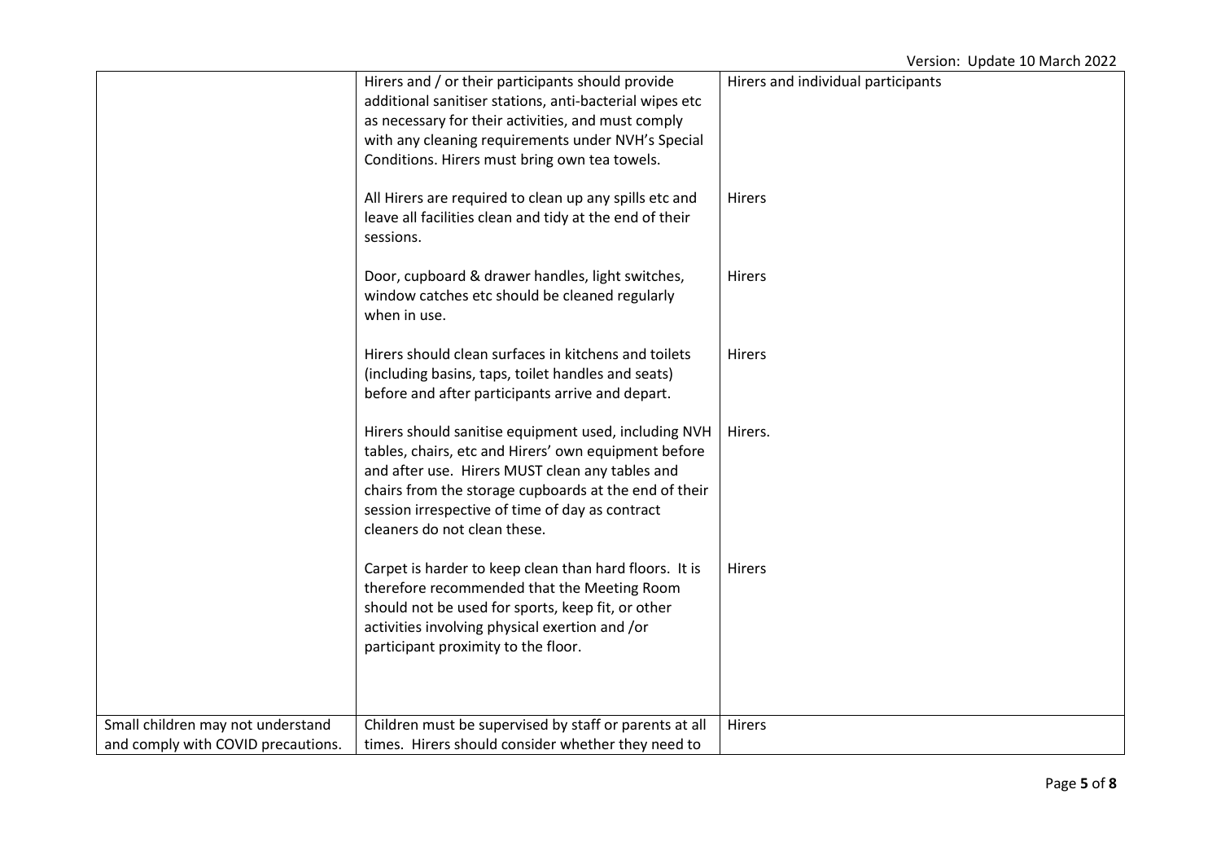| | | |
|---|---|---|
| | Hirers and / or their participants should provide additional sanitiser stations, anti-bacterial wipes etc as necessary for their activities, and must comply with any cleaning requirements under NVH's Special Conditions. Hirers must bring own tea towels. | Hirers and individual participants |
| | All Hirers are required to clean up any spills etc and leave all facilities clean and tidy at the end of their sessions. | Hirers |
| | Door, cupboard & drawer handles, light switches, window catches etc should be cleaned regularly when in use. | Hirers |
| | Hirers should clean surfaces in kitchens and toilets (including basins, taps, toilet handles and seats) before and after participants arrive and depart. | Hirers |
| | Hirers should sanitise equipment used, including NVH tables, chairs, etc and Hirers' own equipment before and after use. Hirers MUST clean any tables and chairs from the storage cupboards at the end of their session irrespective of time of day as contract cleaners do not clean these. | Hirers. |
| | Carpet is harder to keep clean than hard floors. It is therefore recommended that the Meeting Room should not be used for sports, keep fit, or other activities involving physical exertion and /or participant proximity to the floor. | Hirers |
| Small children may not understand and comply with COVID precautions. | Children must be supervised by staff or parents at all times. Hirers should consider whether they need to | Hirers |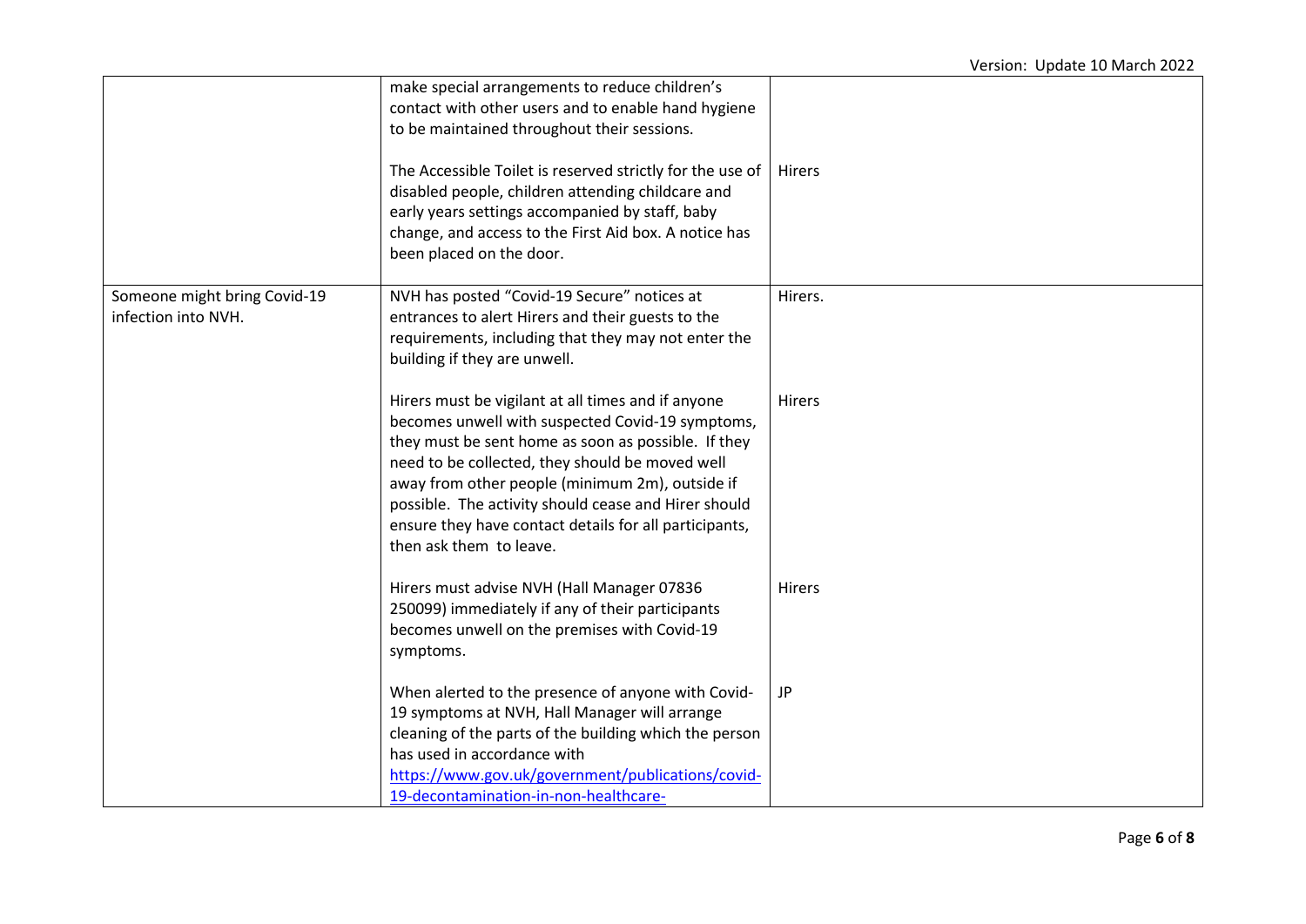| | | |
|---|---|---|
| | make special arrangements to reduce children's contact with other users and to enable hand hygiene to be maintained throughout their sessions.<br><br>The Accessible Toilet is reserved strictly for the use of disabled people, children attending childcare and early years settings accompanied by staff, baby change, and access to the First Aid box. A notice has been placed on the door. | <br><br><br>Hirers |
| Someone might bring Covid-19 infection into NVH. | NVH has posted "Covid-19 Secure" notices at entrances to alert Hirers and their guests to the requirements, including that they may not enter the building if they are unwell.<br><br>Hirers must be vigilant at all times and if anyone becomes unwell with suspected Covid-19 symptoms, they must be sent home as soon as possible. If they need to be collected, they should be moved well away from other people (minimum 2m), outside if possible. The activity should cease and Hirer should ensure they have contact details for all participants, then ask them to leave.<br><br>Hirers must advise NVH (Hall Manager 07836 250099) immediately if any of their participants becomes unwell on the premises with Covid-19 symptoms.<br><br>When alerted to the presence of anyone with Covid-19 symptoms at NVH, Hall Manager will arrange cleaning of the parts of the building which the person has used in accordance with [https://www.gov.uk/government/publications/covid-19-decontamination-in-non-healthcare-](https://www.gov.uk/government/publications/covid-19-decontamination-in-non-healthcare-) | Hirers.<br><br>Hirers<br><br>Hirers<br><br>JP |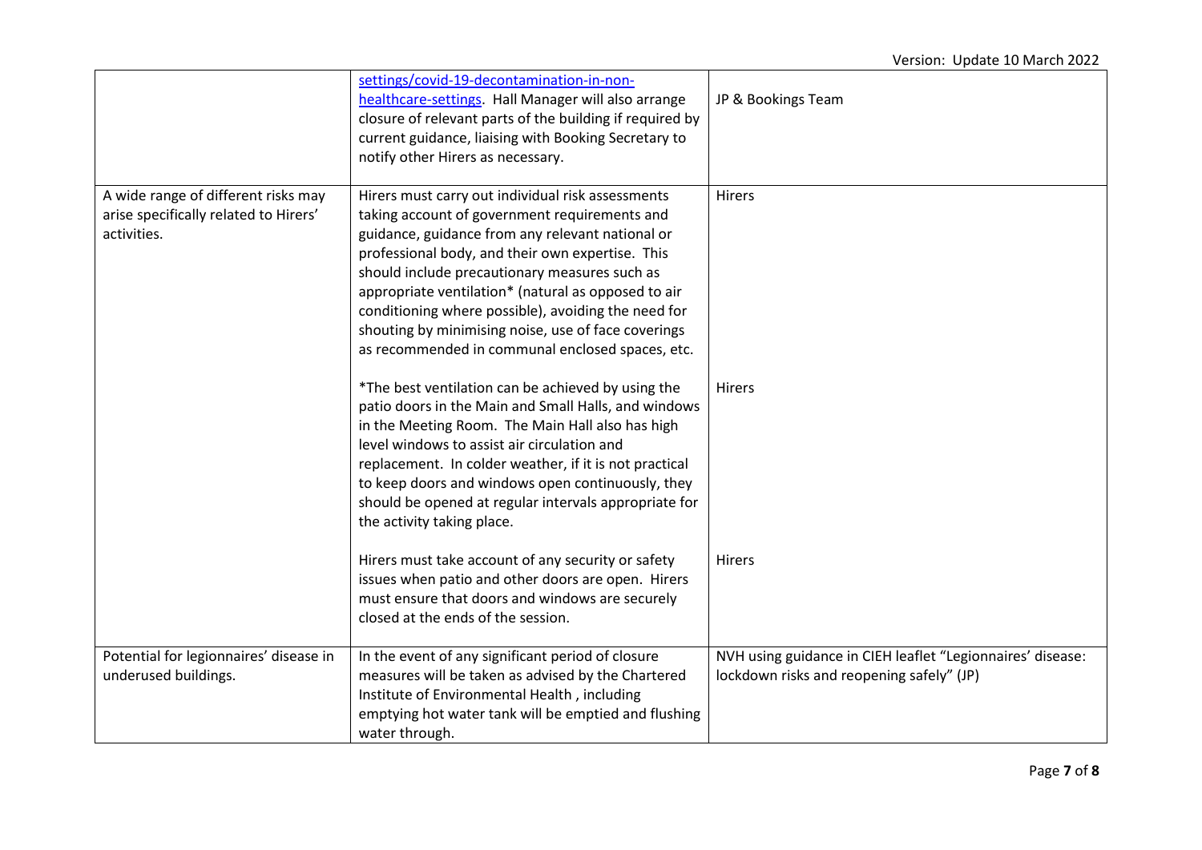| | | |
|---|---|---|
| | settings/covid-19-decontamination-in-non-healthcare-settings. Hall Manager will also arrange closure of relevant parts of the building if required by current guidance, liaising with Booking Secretary to notify other Hirers as necessary. | JP & Bookings Team |
| A wide range of different risks may arise specifically related to Hirers' activities. | Hirers must carry out individual risk assessments taking account of government requirements and guidance, guidance from any relevant national or professional body, and their own expertise. This should include precautionary measures such as appropriate ventilation* (natural as opposed to air conditioning where possible), avoiding the need for shouting by minimising noise, use of face coverings as recommended in communal enclosed spaces, etc. | Hirers |
| | *The best ventilation can be achieved by using the patio doors in the Main and Small Halls, and windows in the Meeting Room. The Main Hall also has high level windows to assist air circulation and replacement. In colder weather, if it is not practical to keep doors and windows open continuously, they should be opened at regular intervals appropriate for the activity taking place. | Hirers |
| | Hirers must take account of any security or safety issues when patio and other doors are open. Hirers must ensure that doors and windows are securely closed at the ends of the session. | Hirers |
| Potential for legionnaires' disease in underused buildings. | In the event of any significant period of closure measures will be taken as advised by the Chartered Institute of Environmental Health , including emptying hot water tank will be emptied and flushing water through. | NVH using guidance in CIEH leaflet "Legionnaires' disease: lockdown risks and reopening safely" (JP) |